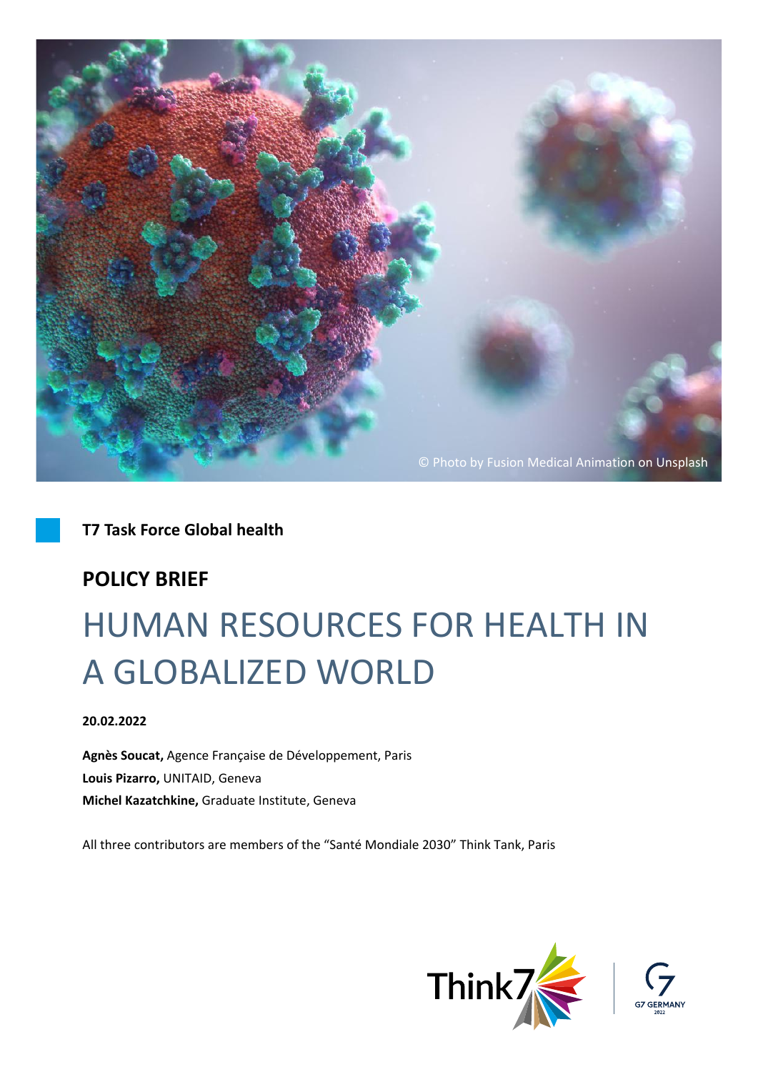© Photo by Fusion Medical Animation on Unsplash

**T7 Task Force Global health**

**POLICY BRIEF**

# HUMAN RESOURCES FOR HEALTH IN A GLOBALIZED WORLD

**20.02.2022**

**Agnès Soucat,** Agence Française de Développement, Paris
**Louis Pizarro,** UNITAID, Geneva
**Michel Kazatchkine,** Graduate Institute, Geneva

All three contributors are members of the "Santé Mondiale 2030" Think Tank, Paris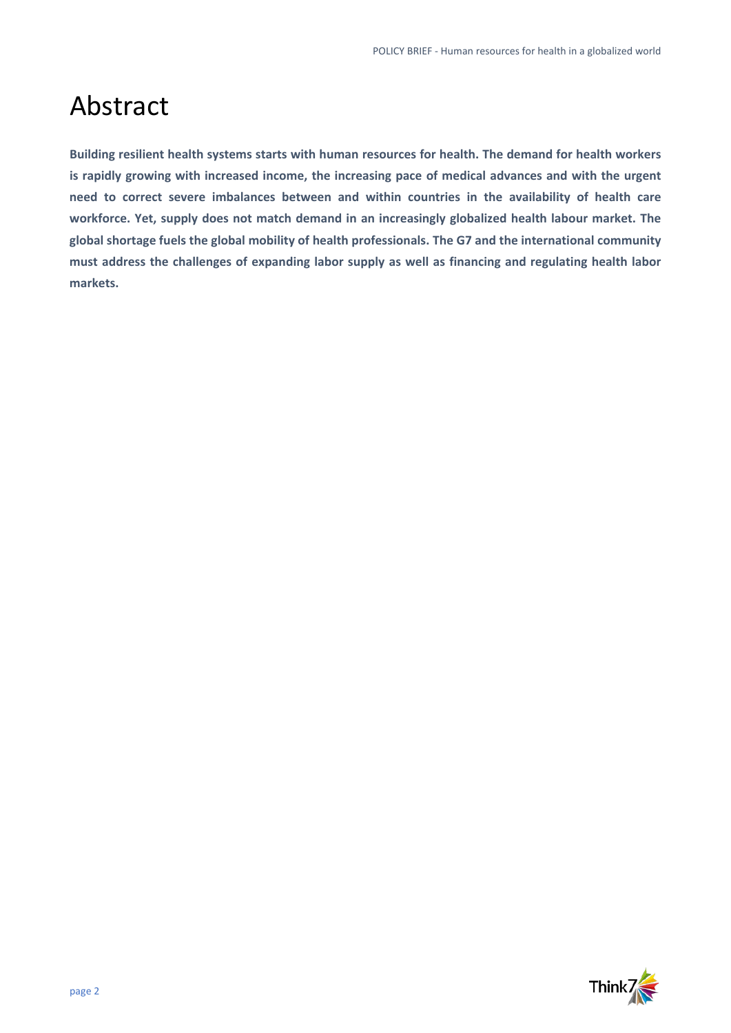# Abstract

**Building resilient health systems starts with human resources for health. The demand for health workers is rapidly growing with increased income, the increasing pace of medical advances and with the urgent need to correct severe imbalances between and within countries in the availability of health care workforce. Yet, supply does not match demand in an increasingly globalized health labour market. The global shortage fuels the global mobility of health professionals. The G7 and the international community must address the challenges of expanding labor supply as well as financing and regulating health labor markets.**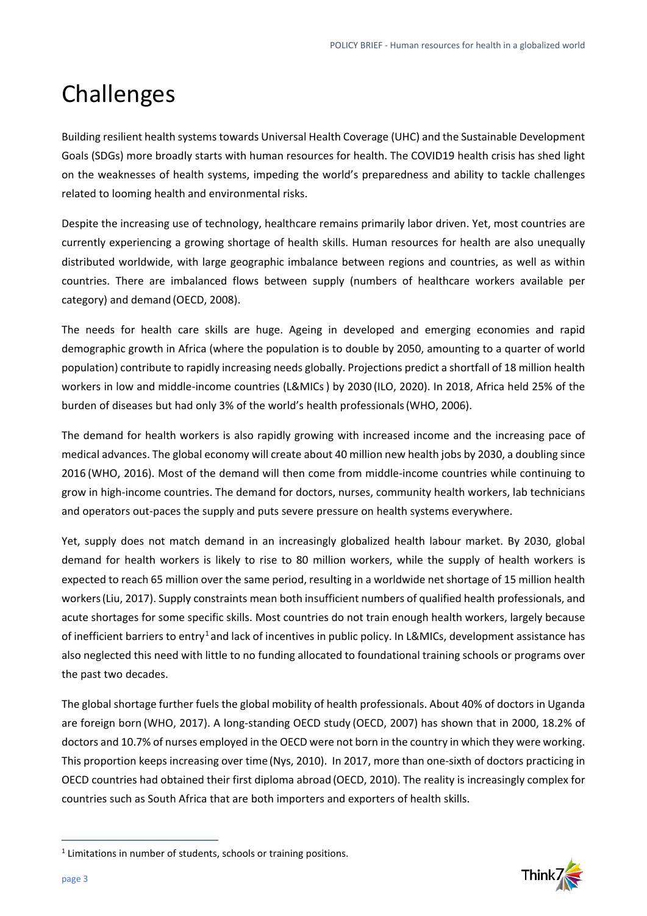# Challenges

Building resilient health systems towards Universal Health Coverage (UHC) and the Sustainable Development Goals (SDGs) more broadly starts with human resources for health. The COVID19 health crisis has shed light on the weaknesses of health systems, impeding the world's preparedness and ability to tackle challenges related to looming health and environmental risks.

Despite the increasing use of technology, healthcare remains primarily labor driven. Yet, most countries are currently experiencing a growing shortage of health skills. Human resources for health are also unequally distributed worldwide, with large geographic imbalance between regions and countries, as well as within countries. There are imbalanced flows between supply (numbers of healthcare workers available per category) and demand (OECD, 2008).

The needs for health care skills are huge. Ageing in developed and emerging economies and rapid demographic growth in Africa (where the population is to double by 2050, amounting to a quarter of world population) contribute to rapidly increasing needs globally. Projections predict a shortfall of 18 million health workers in low and middle-income countries (L&MICs) by 2030 (ILO, 2020). In 2018, Africa held 25% of the burden of diseases but had only 3% of the world's health professionals (WHO, 2006).

The demand for health workers is also rapidly growing with increased income and the increasing pace of medical advances. The global economy will create about 40 million new health jobs by 2030, a doubling since 2016 (WHO, 2016). Most of the demand will then come from middle-income countries while continuing to grow in high-income countries. The demand for doctors, nurses, community health workers, lab technicians and operators out-paces the supply and puts severe pressure on health systems everywhere.

Yet, supply does not match demand in an increasingly globalized health labour market. By 2030, global demand for health workers is likely to rise to 80 million workers, while the supply of health workers is expected to reach 65 million over the same period, resulting in a worldwide net shortage of 15 million health workers (Liu, 2017). Supply constraints mean both insufficient numbers of qualified health professionals, and acute shortages for some specific skills. Most countries do not train enough health workers, largely because of inefficient barriers to entry[1] and lack of incentives in public policy. In L&MICs, development assistance has also neglected this need with little to no funding allocated to foundational training schools or programs over the past two decades.

The global shortage further fuels the global mobility of health professionals. About 40% of doctors in Uganda are foreign born (WHO, 2017). A long-standing OECD study (OECD, 2007) has shown that in 2000, 18.2% of doctors and 10.7% of nurses employed in the OECD were not born in the country in which they were working. This proportion keeps increasing over time (Nys, 2010). In 2017, more than one-sixth of doctors practicing in OECD countries had obtained their first diploma abroad (OECD, 2010). The reality is increasingly complex for countries such as South Africa that are both importers and exporters of health skills.

[1] Limitations in number of students, schools or training positions.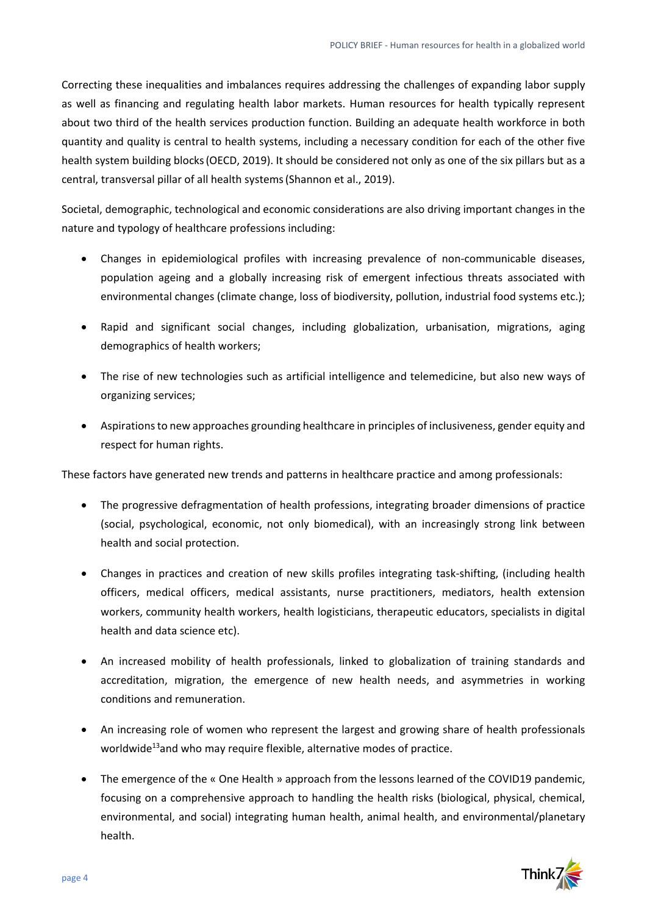Correcting these inequalities and imbalances requires addressing the challenges of expanding labor supply as well as financing and regulating health labor markets. Human resources for health typically represent about two third of the health services production function. Building an adequate health workforce in both quantity and quality is central to health systems, including a necessary condition for each of the other five health system building blocks (OECD, 2019). It should be considered not only as one of the six pillars but as a central, transversal pillar of all health systems (Shannon et al., 2019).

Societal, demographic, technological and economic considerations are also driving important changes in the nature and typology of healthcare professions including:

- Changes in epidemiological profiles with increasing prevalence of non-communicable diseases, population ageing and a globally increasing risk of emergent infectious threats associated with environmental changes (climate change, loss of biodiversity, pollution, industrial food systems etc.);
- Rapid and significant social changes, including globalization, urbanisation, migrations, aging demographics of health workers;
- The rise of new technologies such as artificial intelligence and telemedicine, but also new ways of organizing services;
- Aspirations to new approaches grounding healthcare in principles of inclusiveness, gender equity and respect for human rights.

These factors have generated new trends and patterns in healthcare practice and among professionals:

- The progressive defragmentation of health professions, integrating broader dimensions of practice (social, psychological, economic, not only biomedical), with an increasingly strong link between health and social protection.
- Changes in practices and creation of new skills profiles integrating task-shifting, (including health officers, medical officers, medical assistants, nurse practitioners, mediators, health extension workers, community health workers, health logisticians, therapeutic educators, specialists in digital health and data science etc).
- An increased mobility of health professionals, linked to globalization of training standards and accreditation, migration, the emergence of new health needs, and asymmetries in working conditions and remuneration.
- An increasing role of women who represent the largest and growing share of health professionals worldwide[13] and who may require flexible, alternative modes of practice.
- The emergence of the « One Health » approach from the lessons learned of the COVID19 pandemic, focusing on a comprehensive approach to handling the health risks (biological, physical, chemical, environmental, and social) integrating human health, animal health, and environmental/planetary health.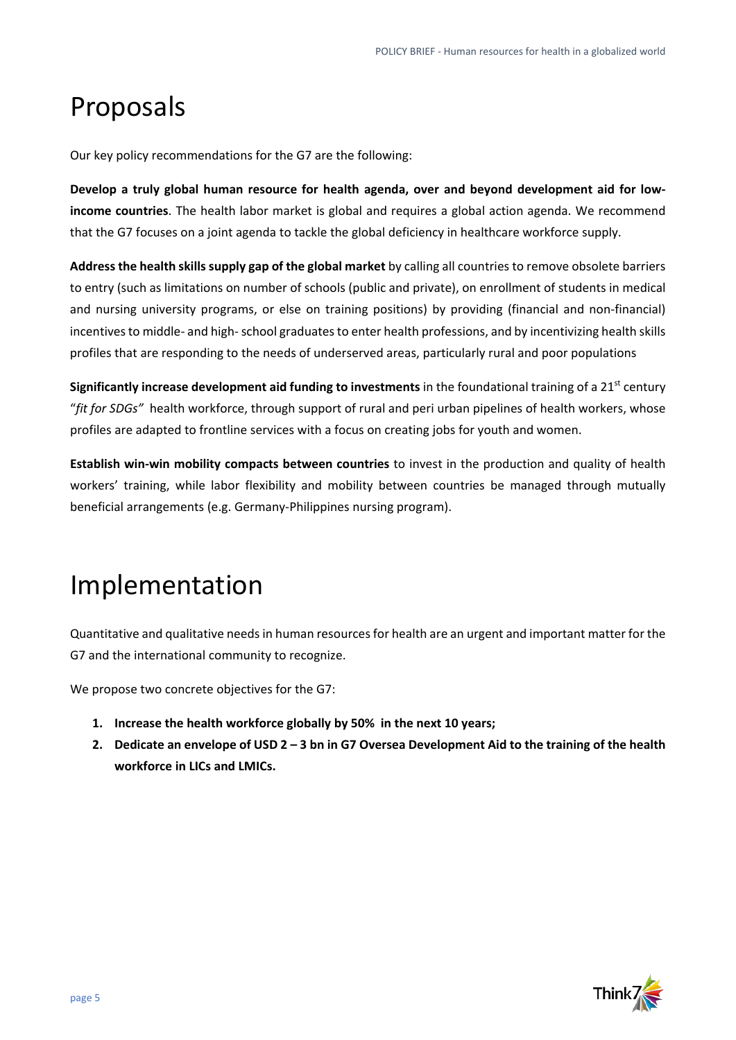# Proposals

Our key policy recommendations for the G7 are the following:

**Develop a truly global human resource for health agenda, over and beyond development aid for low-income countries**. The health labor market is global and requires a global action agenda. We recommend that the G7 focuses on a joint agenda to tackle the global deficiency in healthcare workforce supply.

**Address the health skills supply gap of the global market** by calling all countries to remove obsolete barriers to entry (such as limitations on number of schools (public and private), on enrollment of students in medical and nursing university programs, or else on training positions) by providing (financial and non-financial) incentives to middle- and high- school graduates to enter health professions, and by incentivizing health skills profiles that are responding to the needs of underserved areas, particularly rural and poor populations

**Significantly increase development aid funding to investments** in the foundational training of a 21st century "*fit for SDGs"* health workforce, through support of rural and peri urban pipelines of health workers, whose profiles are adapted to frontline services with a focus on creating jobs for youth and women.

**Establish win-win mobility compacts between countries** to invest in the production and quality of health workers' training, while labor flexibility and mobility between countries be managed through mutually beneficial arrangements (e.g. Germany-Philippines nursing program).

# Implementation

Quantitative and qualitative needs in human resources for health are an urgent and important matter for the G7 and the international community to recognize.

We propose two concrete objectives for the G7:

1. **Increase the health workforce globally by 50% in the next 10 years;**
2. **Dedicate an envelope of USD 2 – 3 bn in G7 Oversea Development Aid to the training of the health workforce in LICs and LMICs.**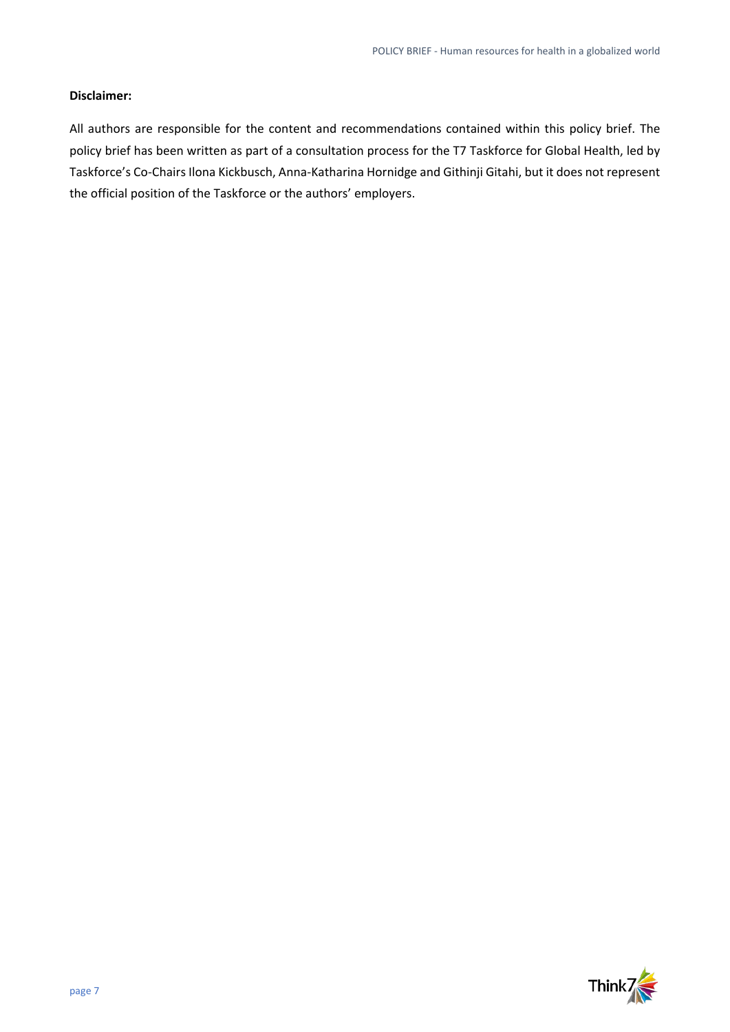**Disclaimer:**

All authors are responsible for the content and recommendations contained within this policy brief. The policy brief has been written as part of a consultation process for the T7 Taskforce for Global Health, led by Taskforce's Co-Chairs Ilona Kickbusch, Anna-Katharina Hornidge and Githinji Gitahi, but it does not represent the official position of the Taskforce or the authors' employers.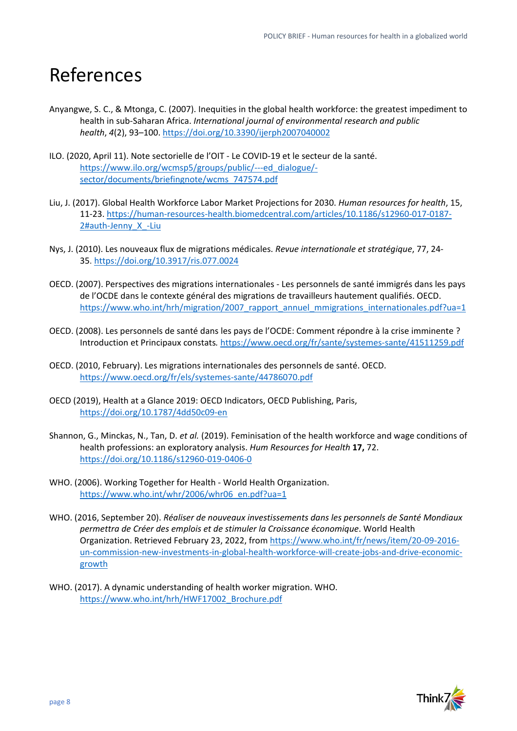# References

Anyangwe, S. C., & Mtonga, C. (2007). Inequities in the global health workforce: the greatest impediment to health in sub-Saharan Africa. *International journal of environmental research and public health*, *4*(2), 93–100. https://doi.org/10.3390/ijerph2007040002

ILO. (2020, April 11). Note sectorielle de l'OIT - Le COVID-19 et le secteur de la santé. https://www.ilo.org/wcmsp5/groups/public/---ed_dialogue/-sector/documents/briefingnote/wcms_747574.pdf

Liu, J. (2017). Global Health Workforce Labor Market Projections for 2030. *Human resources for health*, 15, 11-23. https://human-resources-health.biomedcentral.com/articles/10.1186/s12960-017-0187-2#auth-Jenny_X_-Liu

Nys, J. (2010). Les nouveaux flux de migrations médicales. *Revue internationale et stratégique*, 77, 24-35. https://doi.org/10.3917/ris.077.0024

OECD. (2007). Perspectives des migrations internationales - Les personnels de santé immigrés dans les pays de l'OCDE dans le contexte général des migrations de travailleurs hautement qualifiés. OECD. https://www.who.int/hrh/migration/2007_rapport_annuel_mmigrations_internationales.pdf?ua=1

OECD. (2008). Les personnels de santé dans les pays de l'OCDE: Comment répondre à la crise imminente ? Introduction et Principaux constats*.* https://www.oecd.org/fr/sante/systemes-sante/41511259.pdf

OECD. (2010, February). Les migrations internationales des personnels de santé. OECD. https://www.oecd.org/fr/els/systemes-sante/44786070.pdf

OECD (2019), Health at a Glance 2019: OECD Indicators, OECD Publishing, Paris, https://doi.org/10.1787/4dd50c09-en

Shannon, G., Minckas, N., Tan, D. *et al.* (2019). Feminisation of the health workforce and wage conditions of health professions: an exploratory analysis. *Hum Resources for Health* **17,** 72. https://doi.org/10.1186/s12960-019-0406-0

WHO. (2006). Working Together for Health - World Health Organization. https://www.who.int/whr/2006/whr06_en.pdf?ua=1

WHO. (2016, September 20). *Réaliser de nouveaux investissements dans les personnels de Santé Mondiaux permettra de Créer des emplois et de stimuler la Croissance économique*. World Health Organization. Retrieved February 23, 2022, from https://www.who.int/fr/news/item/20-09-2016-un-commission-new-investments-in-global-health-workforce-will-create-jobs-and-drive-economic-growth

WHO. (2017). A dynamic understanding of health worker migration. WHO. https://www.who.int/hrh/HWF17002_Brochure.pdf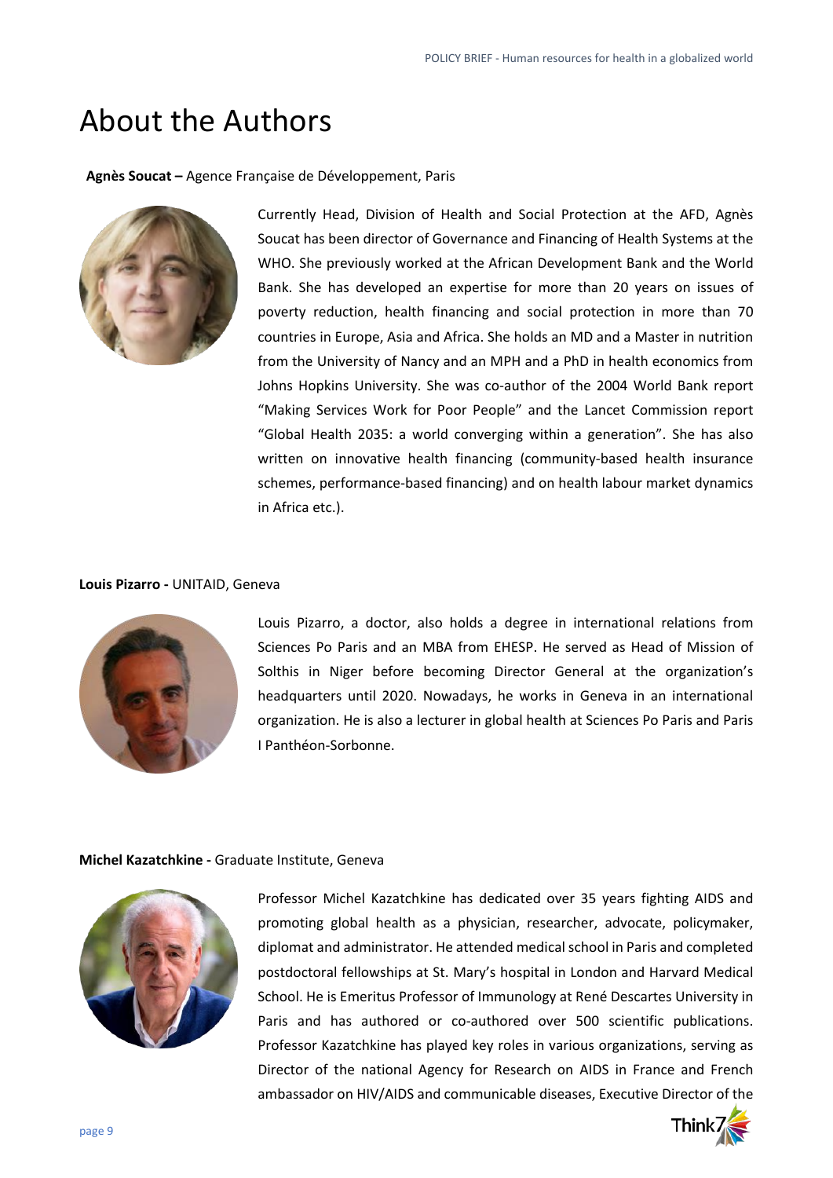# About the Authors

**Agnès Soucat –** Agence Française de Développement, Paris

Currently Head, Division of Health and Social Protection at the AFD, Agnès Soucat has been director of Governance and Financing of Health Systems at the WHO. She previously worked at the African Development Bank and the World Bank. She has developed an expertise for more than 20 years on issues of poverty reduction, health financing and social protection in more than 70 countries in Europe, Asia and Africa. She holds an MD and a Master in nutrition from the University of Nancy and an MPH and a PhD in health economics from Johns Hopkins University. She was co-author of the 2004 World Bank report "Making Services Work for Poor People" and the Lancet Commission report "Global Health 2035: a world converging within a generation". She has also written on innovative health financing (community-based health insurance schemes, performance-based financing) and on health labour market dynamics in Africa etc.).

**Louis Pizarro -** UNITAID, Geneva

Louis Pizarro, a doctor, also holds a degree in international relations from Sciences Po Paris and an MBA from EHESP. He served as Head of Mission of Solthis in Niger before becoming Director General at the organization's headquarters until 2020. Nowadays, he works in Geneva in an international organization. He is also a lecturer in global health at Sciences Po Paris and Paris I Panthéon-Sorbonne.

**Michel Kazatchkine -** Graduate Institute, Geneva

Professor Michel Kazatchkine has dedicated over 35 years fighting AIDS and promoting global health as a physician, researcher, advocate, policymaker, diplomat and administrator. He attended medical school in Paris and completed postdoctoral fellowships at St. Mary's hospital in London and Harvard Medical School. He is Emeritus Professor of Immunology at René Descartes University in Paris and has authored or co-authored over 500 scientific publications. Professor Kazatchkine has played key roles in various organizations, serving as Director of the national Agency for Research on AIDS in France and French ambassador on HIV/AIDS and communicable diseases, Executive Director of the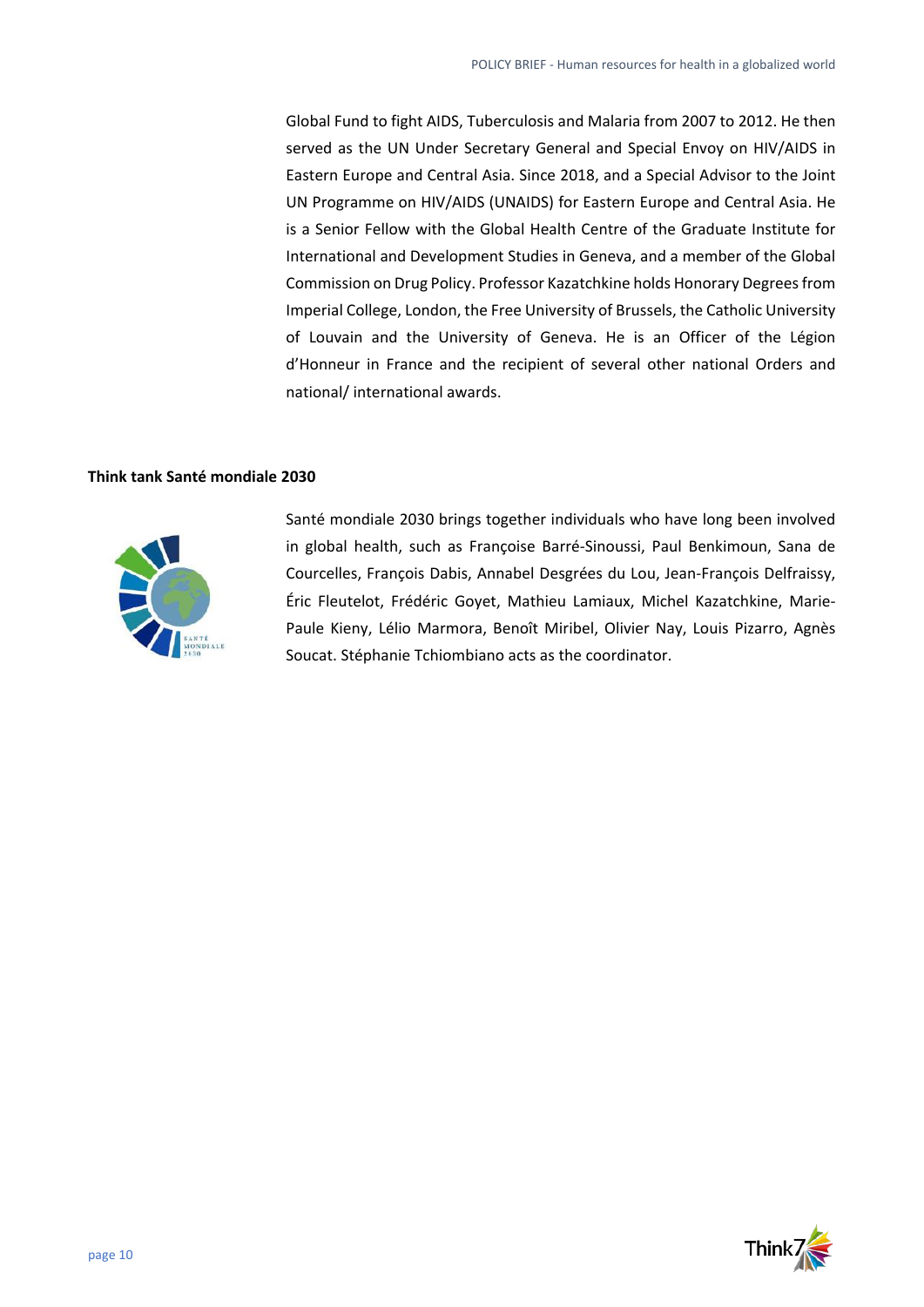Global Fund to fight AIDS, Tuberculosis and Malaria from 2007 to 2012. He then served as the UN Under Secretary General and Special Envoy on HIV/AIDS in Eastern Europe and Central Asia. Since 2018, and a Special Advisor to the Joint UN Programme on HIV/AIDS (UNAIDS) for Eastern Europe and Central Asia. He is a Senior Fellow with the Global Health Centre of the Graduate Institute for International and Development Studies in Geneva, and a member of the Global Commission on Drug Policy. Professor Kazatchkine holds Honorary Degrees from Imperial College, London, the Free University of Brussels, the Catholic University of Louvain and the University of Geneva. He is an Officer of the Légion d'Honneur in France and the recipient of several other national Orders and national/ international awards.

**Think tank Santé mondiale 2030**

Santé mondiale 2030 brings together individuals who have long been involved in global health, such as Françoise Barré-Sinoussi, Paul Benkimoun, Sana de Courcelles, François Dabis, Annabel Desgrées du Lou, Jean-François Delfraissy, Éric Fleutelot, Frédéric Goyet, Mathieu Lamiaux, Michel Kazatchkine, Marie-Paule Kieny, Lélio Marmora, Benoît Miribel, Olivier Nay, Louis Pizarro, Agnès Soucat. Stéphanie Tchiombiano acts as the coordinator.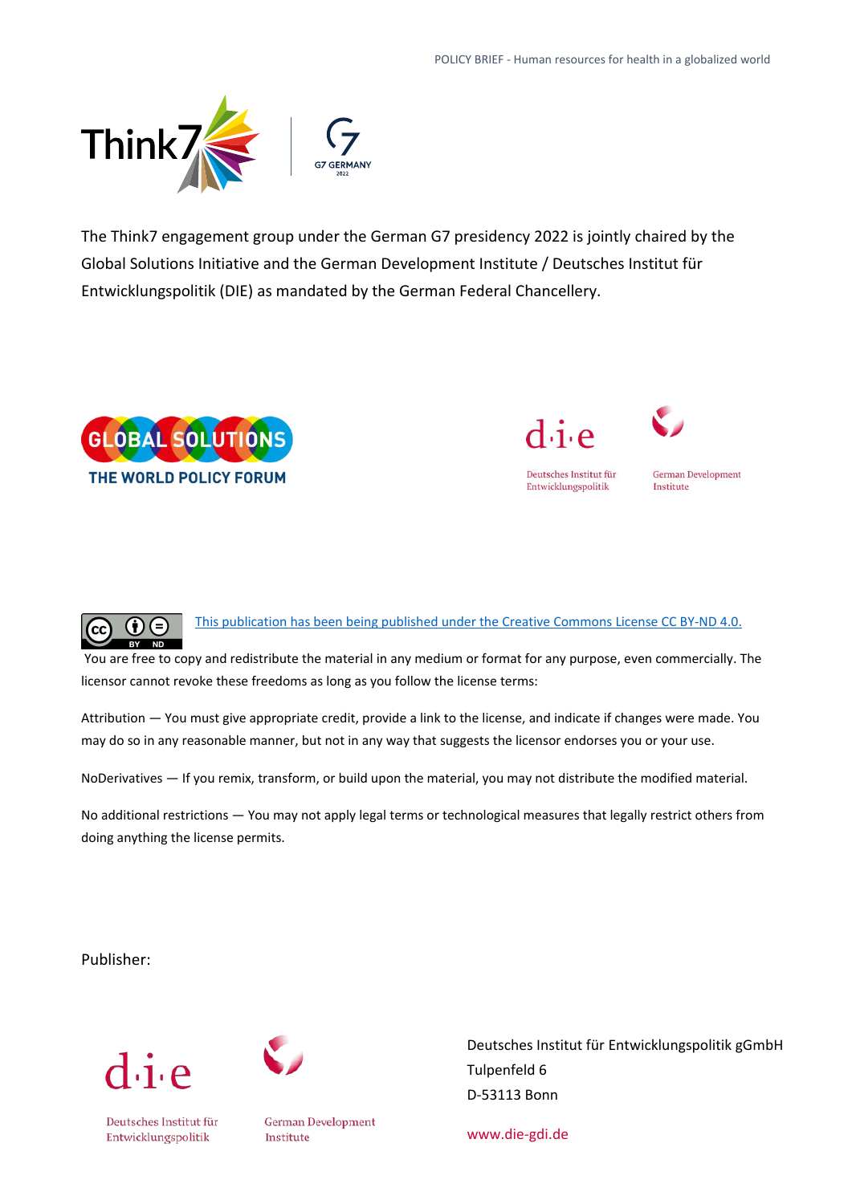The Think7 engagement group under the German G7 presidency 2022 is jointly chaired by the Global Solutions Initiative and the German Development Institute / Deutsches Institut für Entwicklungspolitik (DIE) as mandated by the German Federal Chancellery.

[This publication has been being published under the Creative Commons License CC BY-ND 4.0.]

You are free to copy and redistribute the material in any medium or format for any purpose, even commercially. The licensor cannot revoke these freedoms as long as you follow the license terms:

Attribution — You must give appropriate credit, provide a link to the license, and indicate if changes were made. You may do so in any reasonable manner, but not in any way that suggests the licensor endorses you or your use.

NoDerivatives — If you remix, transform, or build upon the material, you may not distribute the modified material.

No additional restrictions — You may not apply legal terms or technological measures that legally restrict others from doing anything the license permits.

Publisher:

Deutsches Institut für Entwicklungspolitik gGmbH
Tulpenfeld 6
D-53113 Bonn

www.die-gdi.de